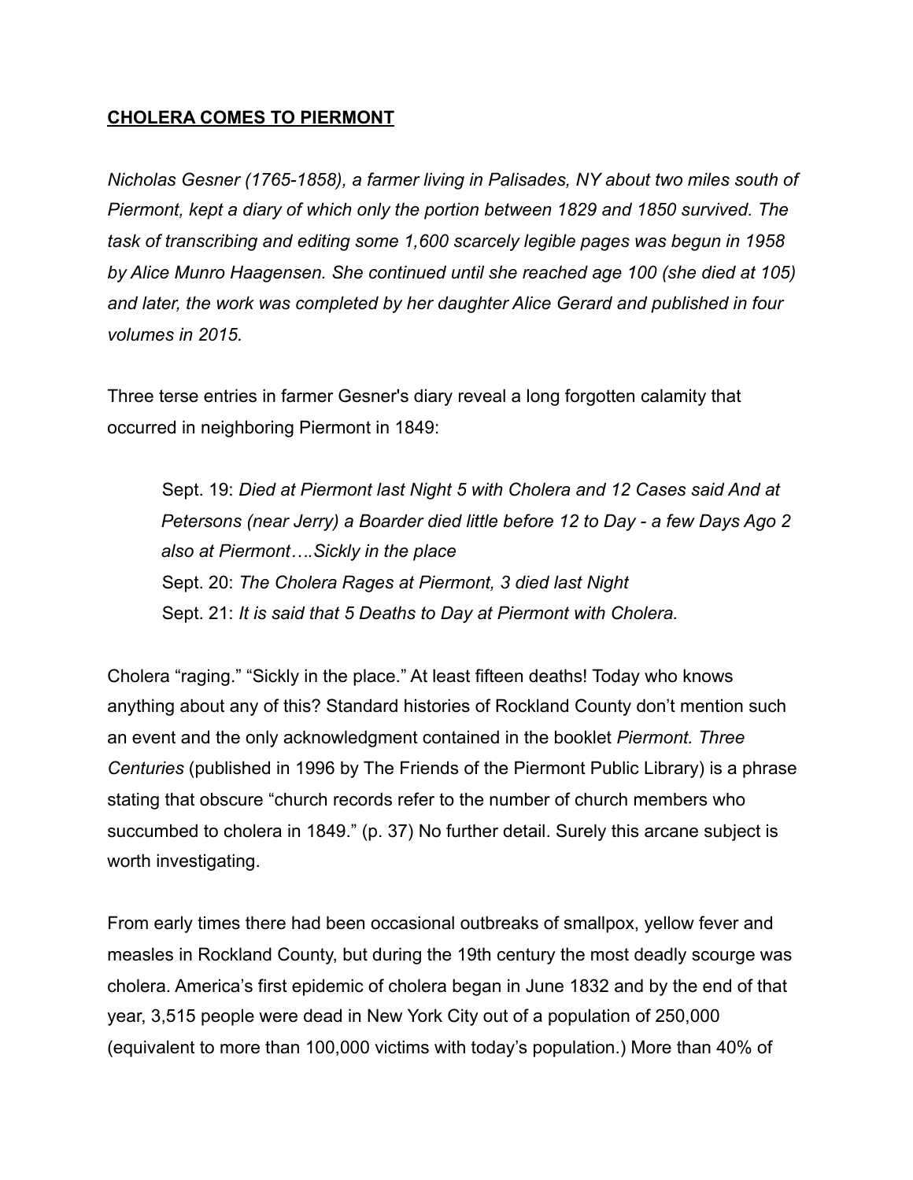**CHOLERA COMES TO PIERMONT**

*Nicholas Gesner (1765-1858), a farmer living in Palisades, NY about two miles south of Piermont, kept a diary of which only the portion between 1829 and 1850 survived. The task of transcribing and editing some 1,600 scarcely legible pages was begun in 1958 by Alice Munro Haagensen. She continued until she reached age 100 (she died at 105) and later, the work was completed by her daughter Alice Gerard and published in four volumes in 2015.*

Three terse entries in farmer Gesner's diary reveal a long forgotten calamity that occurred in neighboring Piermont in 1849:

> Sept. 19: *Died at Piermont last Night 5 with Cholera and 12 Cases said And at Petersons (near Jerry) a Boarder died little before 12 to Day - a few Days Ago 2 also at Piermont….Sickly in the place*
> Sept. 20: *The Cholera Rages at Piermont, 3 died last Night*
> Sept. 21: *It is said that 5 Deaths to Day at Piermont with Cholera.*

Cholera "raging." "Sickly in the place." At least fifteen deaths! Today who knows anything about any of this? Standard histories of Rockland County don't mention such an event and the only acknowledgment contained in the booklet *Piermont. Three Centuries* (published in 1996 by The Friends of the Piermont Public Library) is a phrase stating that obscure "church records refer to the number of church members who succumbed to cholera in 1849." (p. 37) No further detail. Surely this arcane subject is worth investigating.

From early times there had been occasional outbreaks of smallpox, yellow fever and measles in Rockland County, but during the 19th century the most deadly scourge was cholera. America's first epidemic of cholera began in June 1832 and by the end of that year, 3,515 people were dead in New York City out of a population of 250,000 (equivalent to more than 100,000 victims with today's population.) More than 40% of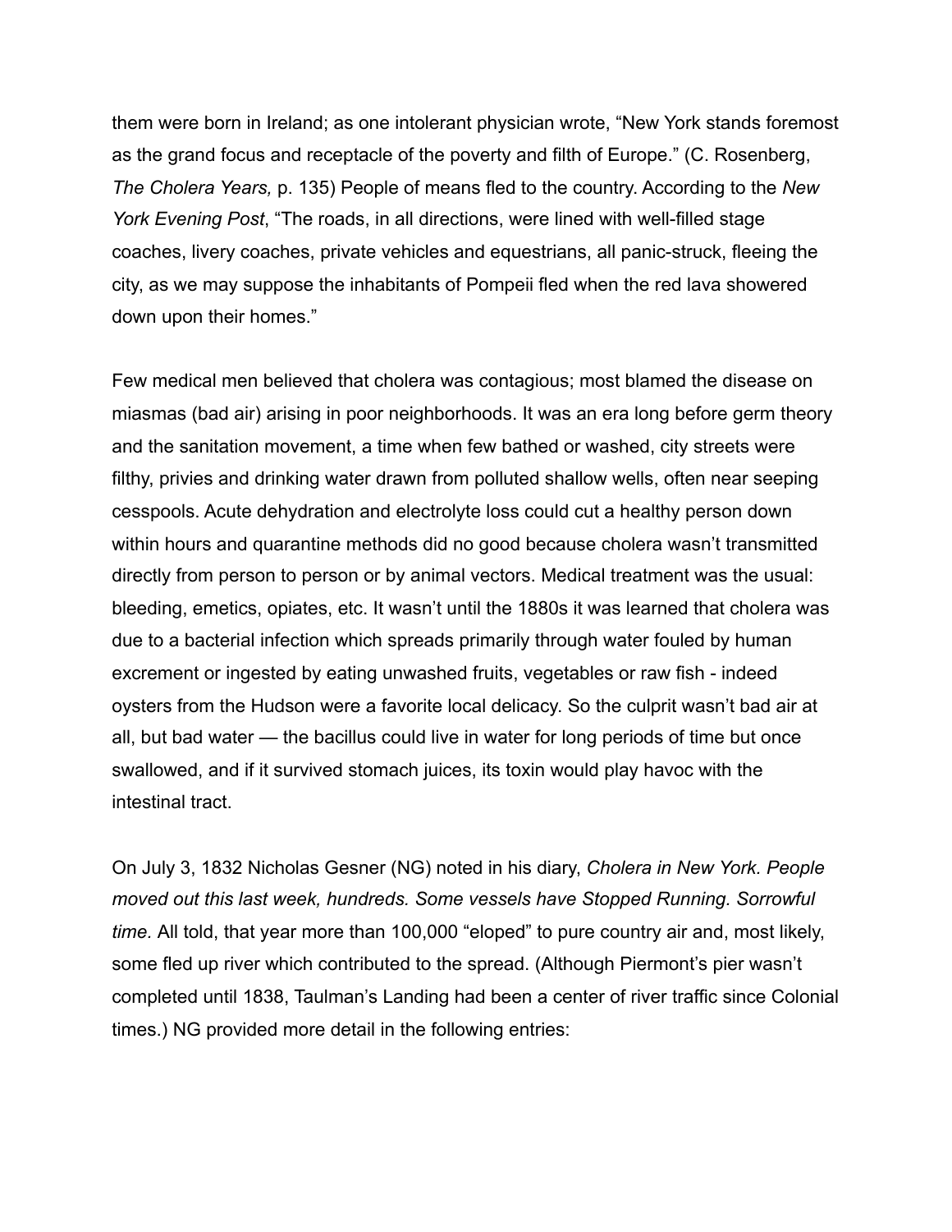them were born in Ireland; as one intolerant physician wrote, "New York stands foremost as the grand focus and receptacle of the poverty and filth of Europe." (C. Rosenberg, *The Cholera Years,* p. 135) People of means fled to the country. According to the *New York Evening Post*, "The roads, in all directions, were lined with well-filled stage coaches, livery coaches, private vehicles and equestrians, all panic-struck, fleeing the city, as we may suppose the inhabitants of Pompeii fled when the red lava showered down upon their homes."

Few medical men believed that cholera was contagious; most blamed the disease on miasmas (bad air) arising in poor neighborhoods. It was an era long before germ theory and the sanitation movement, a time when few bathed or washed, city streets were filthy, privies and drinking water drawn from polluted shallow wells, often near seeping cesspools. Acute dehydration and electrolyte loss could cut a healthy person down within hours and quarantine methods did no good because cholera wasn't transmitted directly from person to person or by animal vectors. Medical treatment was the usual: bleeding, emetics, opiates, etc. It wasn't until the 1880s it was learned that cholera was due to a bacterial infection which spreads primarily through water fouled by human excrement or ingested by eating unwashed fruits, vegetables or raw fish - indeed oysters from the Hudson were a favorite local delicacy. So the culprit wasn't bad air at all, but bad water — the bacillus could live in water for long periods of time but once swallowed, and if it survived stomach juices, its toxin would play havoc with the intestinal tract.

On July 3, 1832 Nicholas Gesner (NG) noted in his diary, *Cholera in New York. People moved out this last week, hundreds. Some vessels have Stopped Running. Sorrowful time.* All told, that year more than 100,000 "eloped" to pure country air and, most likely, some fled up river which contributed to the spread. (Although Piermont's pier wasn't completed until 1838, Taulman's Landing had been a center of river traffic since Colonial times.) NG provided more detail in the following entries: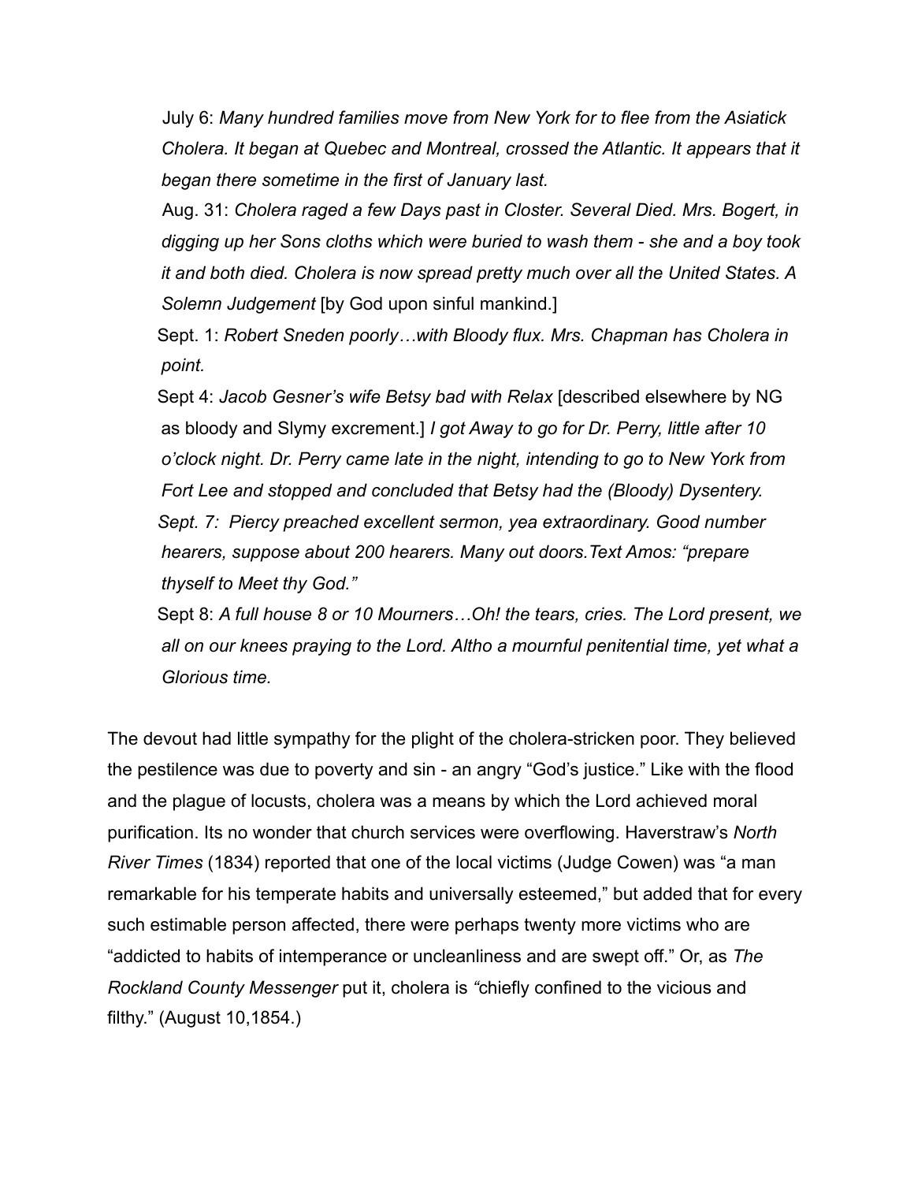July 6: *Many hundred families move from New York for to flee from the Asiatick Cholera. It began at Quebec and Montreal, crossed the Atlantic. It appears that it began there sometime in the first of January last.*

Aug. 31: *Cholera raged a few Days past in Closter. Several Died. Mrs. Bogert, in digging up her Sons cloths which were buried to wash them - she and a boy took it and both died. Cholera is now spread pretty much over all the United States. A Solemn Judgement* [by God upon sinful mankind.]

Sept. 1: *Robert Sneden poorly…with Bloody flux. Mrs. Chapman has Cholera in point.*

Sept 4: *Jacob Gesner's wife Betsy bad with Relax* [described elsewhere by NG as bloody and Slymy excrement.] *I got Away to go for Dr. Perry, little after 10 o'clock night. Dr. Perry came late in the night, intending to go to New York from Fort Lee and stopped and concluded that Betsy had the (Bloody) Dysentery.*

*Sept. 7: Piercy preached excellent sermon, yea extraordinary. Good number hearers, suppose about 200 hearers. Many out doors.Text Amos: "prepare thyself to Meet thy God."*

Sept 8: *A full house 8 or 10 Mourners…Oh! the tears, cries. The Lord present, we all on our knees praying to the Lord. Altho a mournful penitential time, yet what a Glorious time.*

The devout had little sympathy for the plight of the cholera-stricken poor. They believed the pestilence was due to poverty and sin - an angry "God's justice." Like with the flood and the plague of locusts, cholera was a means by which the Lord achieved moral purification. Its no wonder that church services were overflowing. Haverstraw's *North River Times* (1834) reported that one of the local victims (Judge Cowen) was "a man remarkable for his temperate habits and universally esteemed," but added that for every such estimable person affected, there were perhaps twenty more victims who are "addicted to habits of intemperance or uncleanliness and are swept off." Or, as *The Rockland County Messenger* put it, cholera is *"*chiefly confined to the vicious and filthy." (August 10,1854.)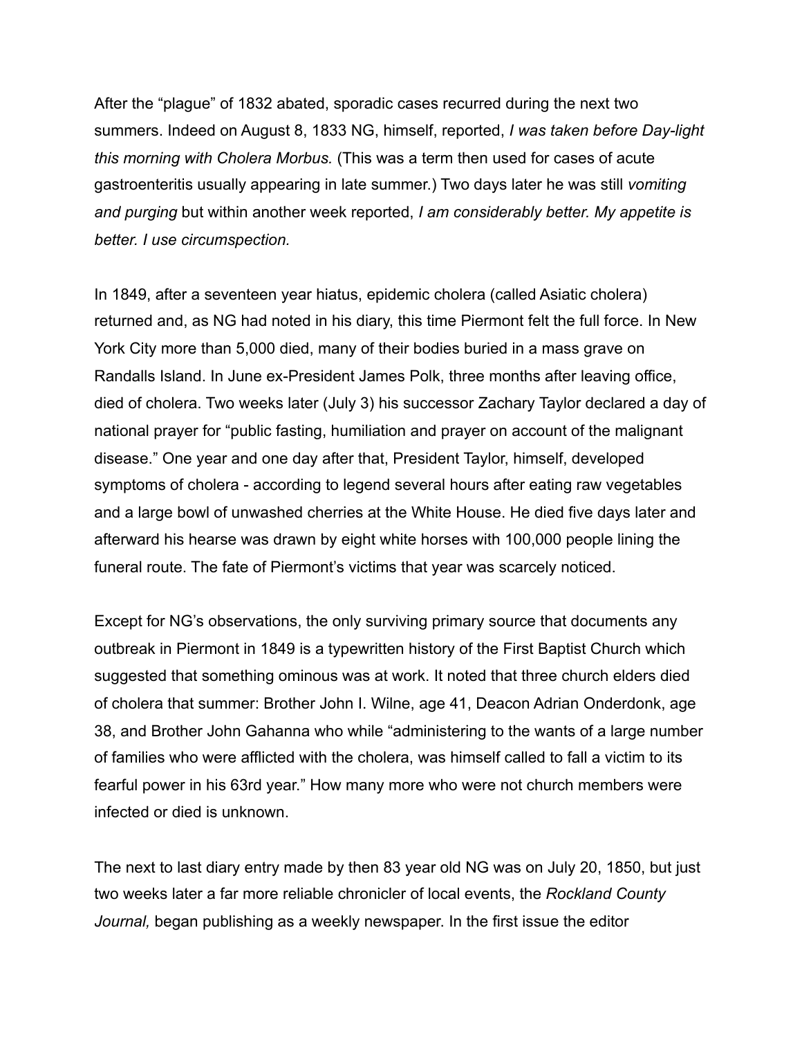After the "plague" of 1832 abated, sporadic cases recurred during the next two summers. Indeed on August 8, 1833 NG, himself, reported, *I was taken before Day-light this morning with Cholera Morbus.* (This was a term then used for cases of acute gastroenteritis usually appearing in late summer.) Two days later he was still *vomiting and purging* but within another week reported, *I am considerably better. My appetite is better. I use circumspection.*

In 1849, after a seventeen year hiatus, epidemic cholera (called Asiatic cholera) returned and, as NG had noted in his diary, this time Piermont felt the full force. In New York City more than 5,000 died, many of their bodies buried in a mass grave on Randalls Island. In June ex-President James Polk, three months after leaving office, died of cholera. Two weeks later (July 3) his successor Zachary Taylor declared a day of national prayer for "public fasting, humiliation and prayer on account of the malignant disease." One year and one day after that, President Taylor, himself, developed symptoms of cholera - according to legend several hours after eating raw vegetables and a large bowl of unwashed cherries at the White House. He died five days later and afterward his hearse was drawn by eight white horses with 100,000 people lining the funeral route. The fate of Piermont's victims that year was scarcely noticed.

Except for NG's observations, the only surviving primary source that documents any outbreak in Piermont in 1849 is a typewritten history of the First Baptist Church which suggested that something ominous was at work. It noted that three church elders died of cholera that summer: Brother John I. Wilne, age 41, Deacon Adrian Onderdonk, age 38, and Brother John Gahanna who while "administering to the wants of a large number of families who were afflicted with the cholera, was himself called to fall a victim to its fearful power in his 63rd year." How many more who were not church members were infected or died is unknown.

The next to last diary entry made by then 83 year old NG was on July 20, 1850, but just two weeks later a far more reliable chronicler of local events, the *Rockland County Journal,* began publishing as a weekly newspaper. In the first issue the editor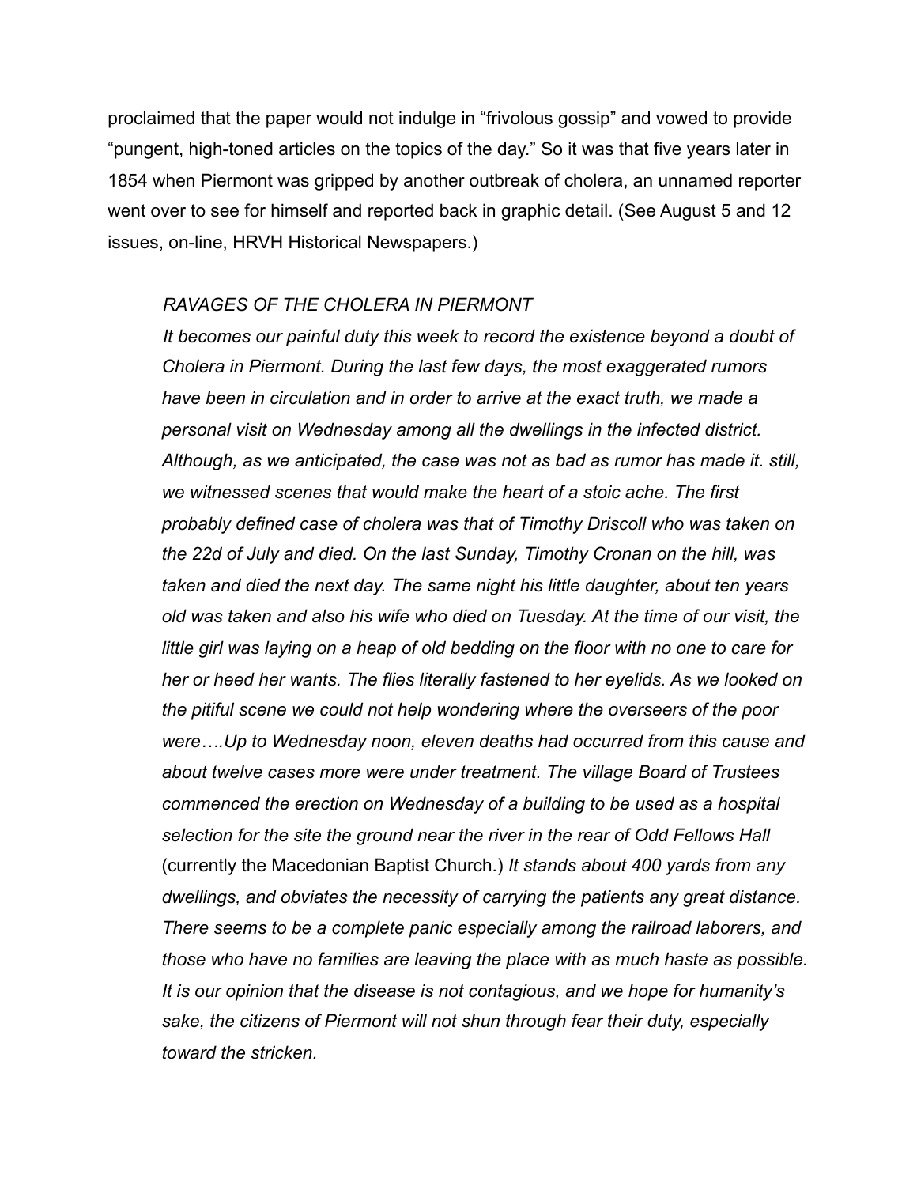proclaimed that the paper would not indulge in “frivolous gossip” and vowed to provide “pungent, high-toned articles on the topics of the day.” So it was that five years later in 1854 when Piermont was gripped by another outbreak of cholera, an unnamed reporter went over to see for himself and reported back in graphic detail. (See August 5 and 12 issues, on-line, HRVH Historical Newspapers.)

> *RAVAGES OF THE CHOLERA IN PIERMONT*
>
> *It becomes our painful duty this week to record the existence beyond a doubt of Cholera in Piermont. During the last few days, the most exaggerated rumors have been in circulation and in order to arrive at the exact truth, we made a personal visit on Wednesday among all the dwellings in the infected district. Although, as we anticipated, the case was not as bad as rumor has made it. still, we witnessed scenes that would make the heart of a stoic ache. The first probably defined case of cholera was that of Timothy Driscoll who was taken on the 22d of July and died. On the last Sunday, Timothy Cronan on the hill, was taken and died the next day. The same night his little daughter, about ten years old was taken and also his wife who died on Tuesday. At the time of our visit, the little girl was laying on a heap of old bedding on the floor with no one to care for her or heed her wants. The flies literally fastened to her eyelids. As we looked on the pitiful scene we could not help wondering where the overseers of the poor were….Up to Wednesday noon, eleven deaths had occurred from this cause and about twelve cases more were under treatment. The village Board of Trustees commenced the erection on Wednesday of a building to be used as a hospital selection for the site the ground near the river in the rear of Odd Fellows Hall* (currently the Macedonian Baptist Church.) *It stands about 400 yards from any dwellings, and obviates the necessity of carrying the patients any great distance. There seems to be a complete panic especially among the railroad laborers, and those who have no families are leaving the place with as much haste as possible. It is our opinion that the disease is not contagious, and we hope for humanity’s sake, the citizens of Piermont will not shun through fear their duty, especially toward the stricken.*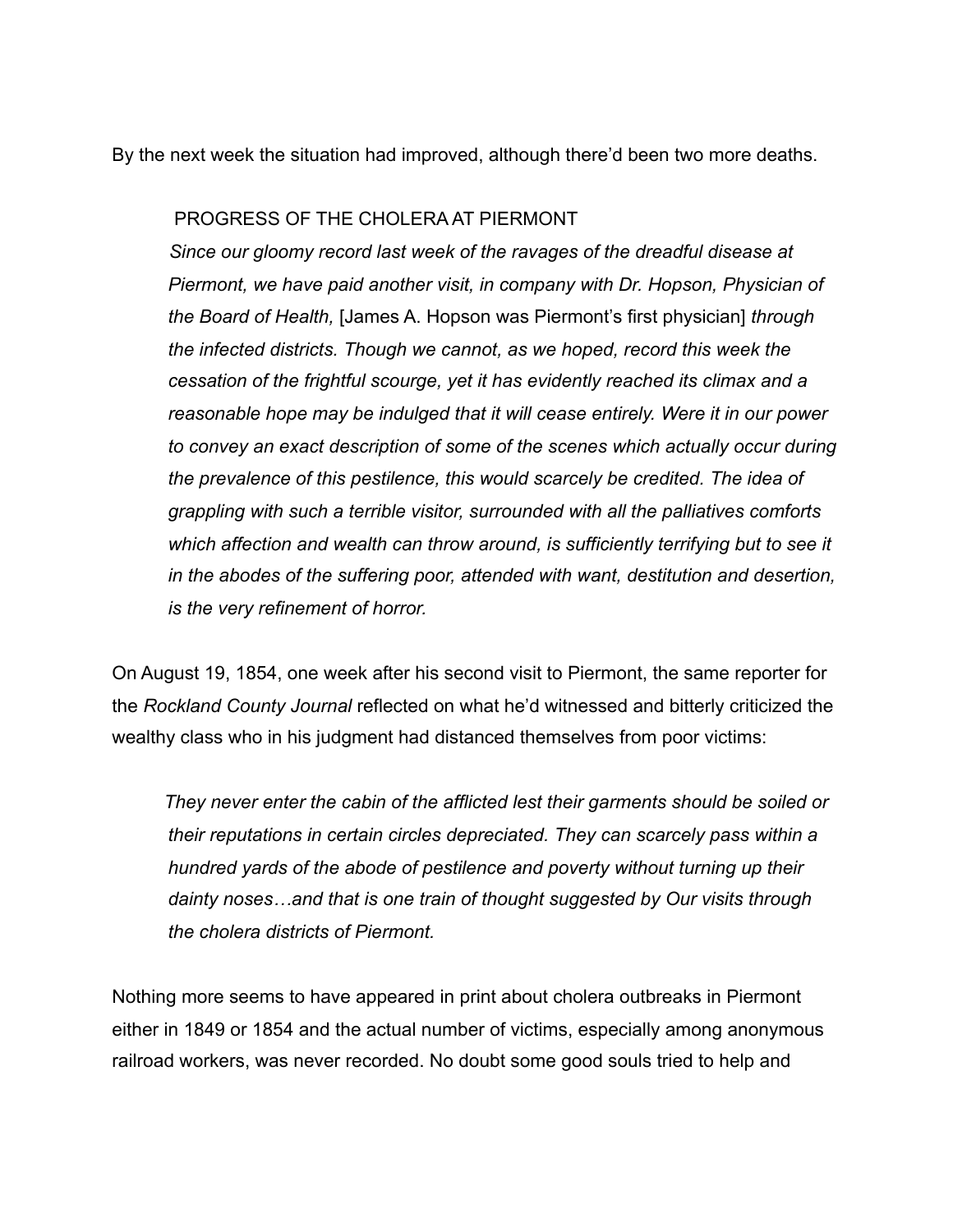By the next week the situation had improved, although there'd been two more deaths.

> PROGRESS OF THE CHOLERA AT PIERMONT
>
> *Since our gloomy record last week of the ravages of the dreadful disease at Piermont, we have paid another visit, in company with Dr. Hopson, Physician of the Board of Health,* [James A. Hopson was Piermont's first physician] *through the infected districts. Though we cannot, as we hoped, record this week the cessation of the frightful scourge, yet it has evidently reached its climax and a reasonable hope may be indulged that it will cease entirely. Were it in our power to convey an exact description of some of the scenes which actually occur during the prevalence of this pestilence, this would scarcely be credited. The idea of grappling with such a terrible visitor, surrounded with all the palliatives comforts which affection and wealth can throw around, is sufficiently terrifying but to see it in the abodes of the suffering poor, attended with want, destitution and desertion, is the very refinement of horror.*

On August 19, 1854, one week after his second visit to Piermont, the same reporter for the *Rockland County Journal* reflected on what he'd witnessed and bitterly criticized the wealthy class who in his judgment had distanced themselves from poor victims:

> *They never enter the cabin of the afflicted lest their garments should be soiled or their reputations in certain circles depreciated. They can scarcely pass within a hundred yards of the abode of pestilence and poverty without turning up their dainty noses…and that is one train of thought suggested by Our visits through the cholera districts of Piermont.*

Nothing more seems to have appeared in print about cholera outbreaks in Piermont either in 1849 or 1854 and the actual number of victims, especially among anonymous railroad workers, was never recorded. No doubt some good souls tried to help and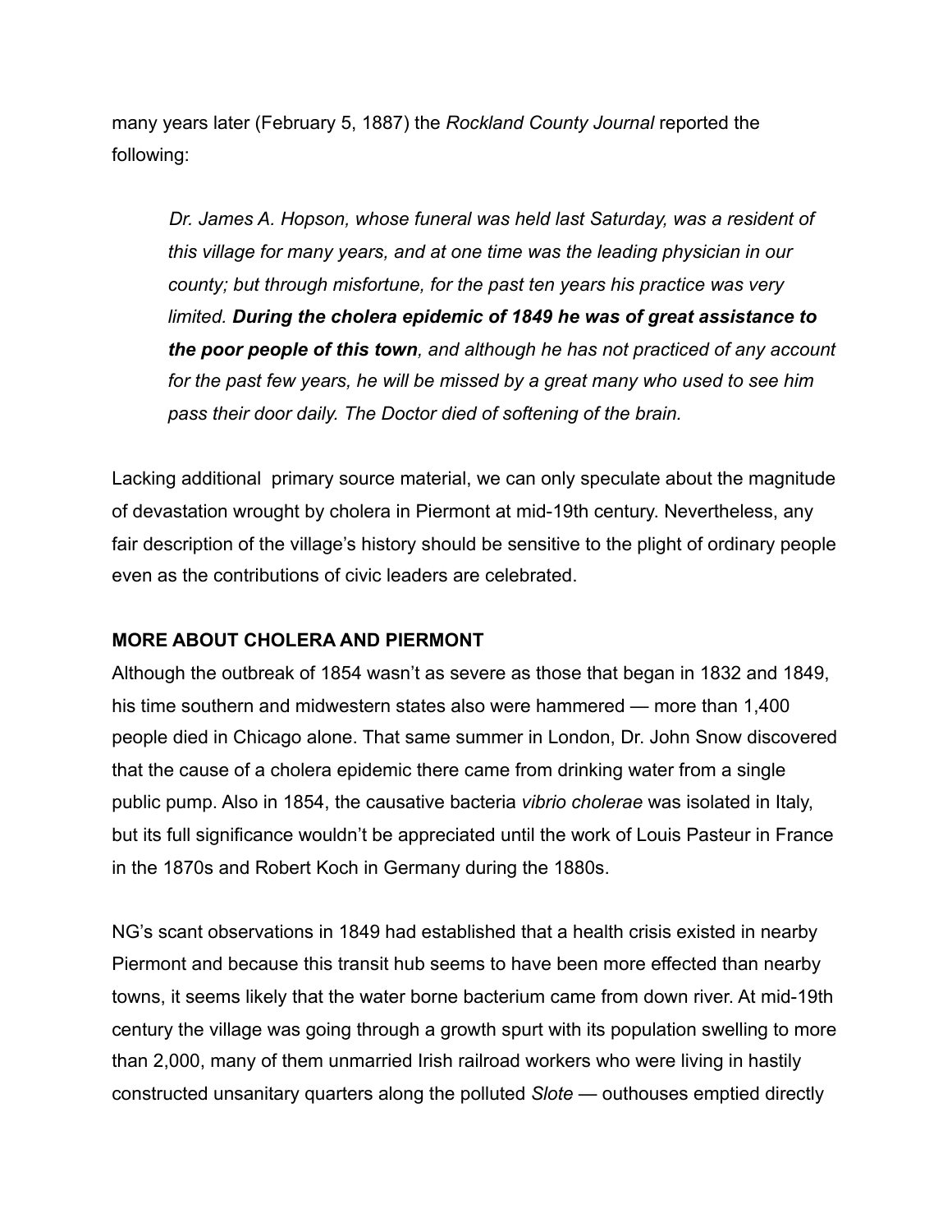many years later (February 5, 1887) the *Rockland County Journal* reported the following:

> *Dr. James A. Hopson, whose funeral was held last Saturday, was a resident of this village for many years, and at one time was the leading physician in our county; but through misfortune, for the past ten years his practice was very limited.* ***During the cholera epidemic of 1849 he was of great assistance to the poor people of this town****, and although he has not practiced of any account for the past few years, he will be missed by a great many who used to see him pass their door daily. The Doctor died of softening of the brain.*

Lacking additional primary source material, we can only speculate about the magnitude of devastation wrought by cholera in Piermont at mid-19th century. Nevertheless, any fair description of the village's history should be sensitive to the plight of ordinary people even as the contributions of civic leaders are celebrated.

**MORE ABOUT CHOLERA AND PIERMONT**

Although the outbreak of 1854 wasn't as severe as those that began in 1832 and 1849, his time southern and midwestern states also were hammered — more than 1,400 people died in Chicago alone. That same summer in London, Dr. John Snow discovered that the cause of a cholera epidemic there came from drinking water from a single public pump. Also in 1854, the causative bacteria *vibrio cholerae* was isolated in Italy, but its full significance wouldn't be appreciated until the work of Louis Pasteur in France in the 1870s and Robert Koch in Germany during the 1880s.

NG's scant observations in 1849 had established that a health crisis existed in nearby Piermont and because this transit hub seems to have been more effected than nearby towns, it seems likely that the water borne bacterium came from down river. At mid-19th century the village was going through a growth spurt with its population swelling to more than 2,000, many of them unmarried Irish railroad workers who were living in hastily constructed unsanitary quarters along the polluted *Slote* — outhouses emptied directly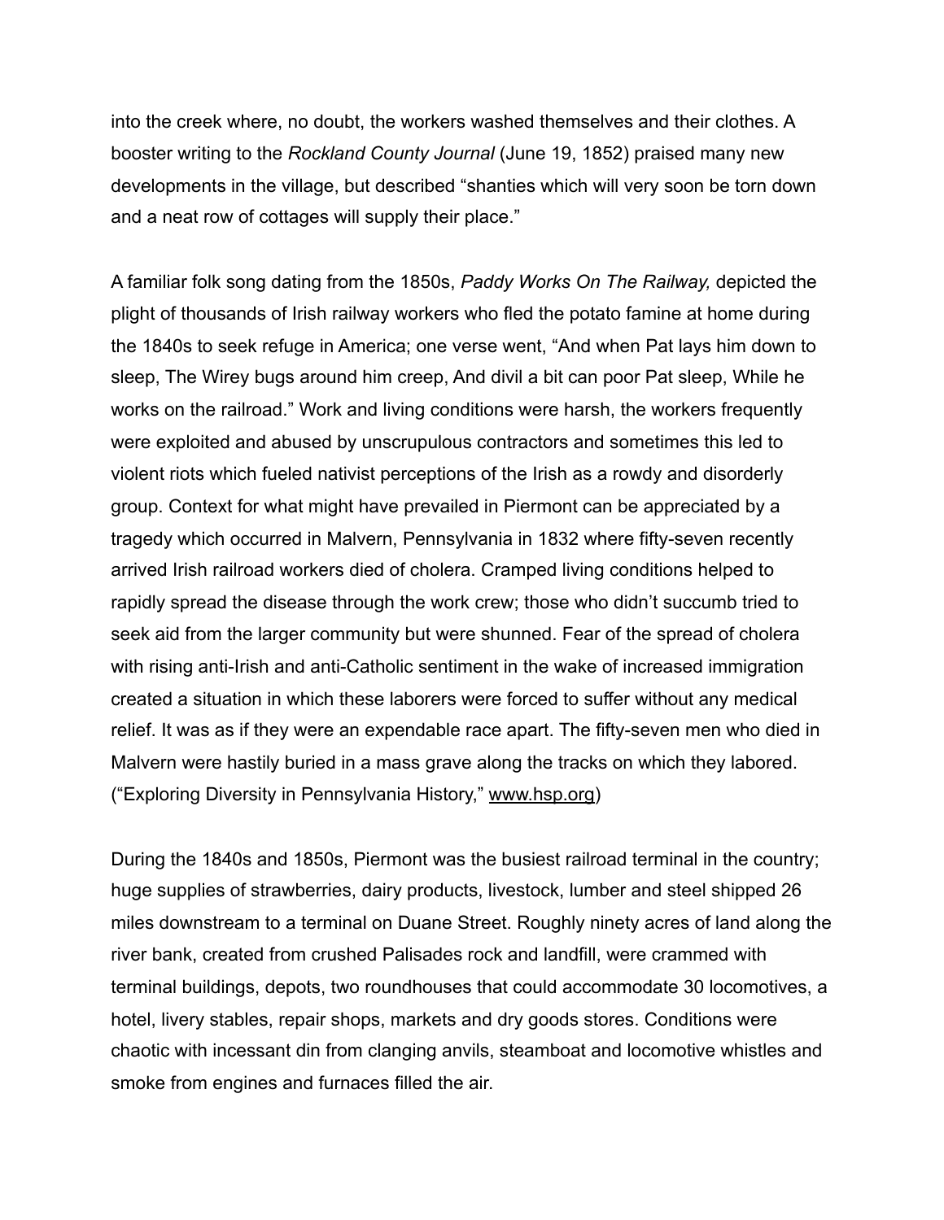into the creek where, no doubt, the workers washed themselves and their clothes. A booster writing to the *Rockland County Journal* (June 19, 1852) praised many new developments in the village, but described "shanties which will very soon be torn down and a neat row of cottages will supply their place."

A familiar folk song dating from the 1850s, *Paddy Works On The Railway,* depicted the plight of thousands of Irish railway workers who fled the potato famine at home during the 1840s to seek refuge in America; one verse went, "And when Pat lays him down to sleep, The Wirey bugs around him creep, And divil a bit can poor Pat sleep, While he works on the railroad." Work and living conditions were harsh, the workers frequently were exploited and abused by unscrupulous contractors and sometimes this led to violent riots which fueled nativist perceptions of the Irish as a rowdy and disorderly group. Context for what might have prevailed in Piermont can be appreciated by a tragedy which occurred in Malvern, Pennsylvania in 1832 where fifty-seven recently arrived Irish railroad workers died of cholera. Cramped living conditions helped to rapidly spread the disease through the work crew; those who didn't succumb tried to seek aid from the larger community but were shunned. Fear of the spread of cholera with rising anti-Irish and anti-Catholic sentiment in the wake of increased immigration created a situation in which these laborers were forced to suffer without any medical relief. It was as if they were an expendable race apart. The fifty-seven men who died in Malvern were hastily buried in a mass grave along the tracks on which they labored. ("Exploring Diversity in Pennsylvania History," www.hsp.org)

During the 1840s and 1850s, Piermont was the busiest railroad terminal in the country; huge supplies of strawberries, dairy products, livestock, lumber and steel shipped 26 miles downstream to a terminal on Duane Street. Roughly ninety acres of land along the river bank, created from crushed Palisades rock and landfill, were crammed with terminal buildings, depots, two roundhouses that could accommodate 30 locomotives, a hotel, livery stables, repair shops, markets and dry goods stores. Conditions were chaotic with incessant din from clanging anvils, steamboat and locomotive whistles and smoke from engines and furnaces filled the air.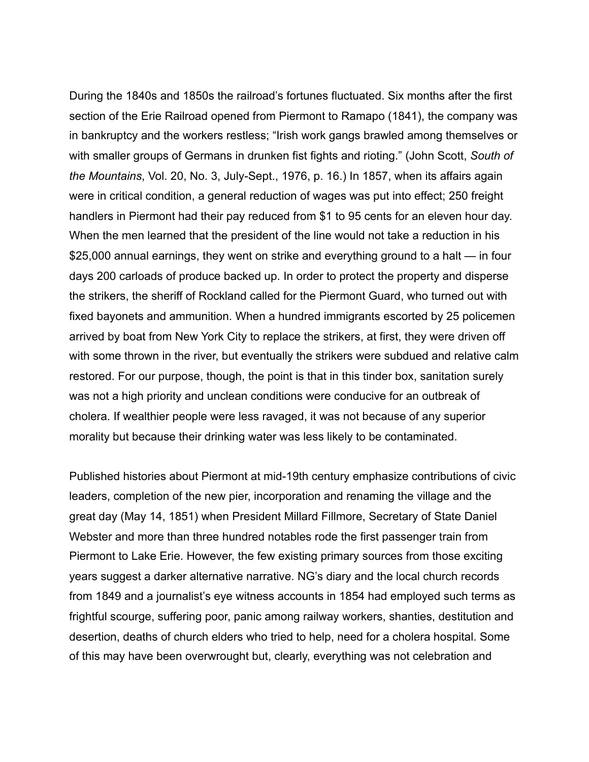During the 1840s and 1850s the railroad's fortunes fluctuated. Six months after the first section of the Erie Railroad opened from Piermont to Ramapo (1841), the company was in bankruptcy and the workers restless; "Irish work gangs brawled among themselves or with smaller groups of Germans in drunken fist fights and rioting." (John Scott, *South of the Mountains*, Vol. 20, No. 3, July-Sept., 1976, p. 16.) In 1857, when its affairs again were in critical condition, a general reduction of wages was put into effect; 250 freight handlers in Piermont had their pay reduced from $1 to 95 cents for an eleven hour day. When the men learned that the president of the line would not take a reduction in his $25,000 annual earnings, they went on strike and everything ground to a halt — in four days 200 carloads of produce backed up. In order to protect the property and disperse the strikers, the sheriff of Rockland called for the Piermont Guard, who turned out with fixed bayonets and ammunition. When a hundred immigrants escorted by 25 policemen arrived by boat from New York City to replace the strikers, at first, they were driven off with some thrown in the river, but eventually the strikers were subdued and relative calm restored. For our purpose, though, the point is that in this tinder box, sanitation surely was not a high priority and unclean conditions were conducive for an outbreak of cholera. If wealthier people were less ravaged, it was not because of any superior morality but because their drinking water was less likely to be contaminated.

Published histories about Piermont at mid-19th century emphasize contributions of civic leaders, completion of the new pier, incorporation and renaming the village and the great day (May 14, 1851) when President Millard Fillmore, Secretary of State Daniel Webster and more than three hundred notables rode the first passenger train from Piermont to Lake Erie. However, the few existing primary sources from those exciting years suggest a darker alternative narrative. NG's diary and the local church records from 1849 and a journalist's eye witness accounts in 1854 had employed such terms as frightful scourge, suffering poor, panic among railway workers, shanties, destitution and desertion, deaths of church elders who tried to help, need for a cholera hospital. Some of this may have been overwrought but, clearly, everything was not celebration and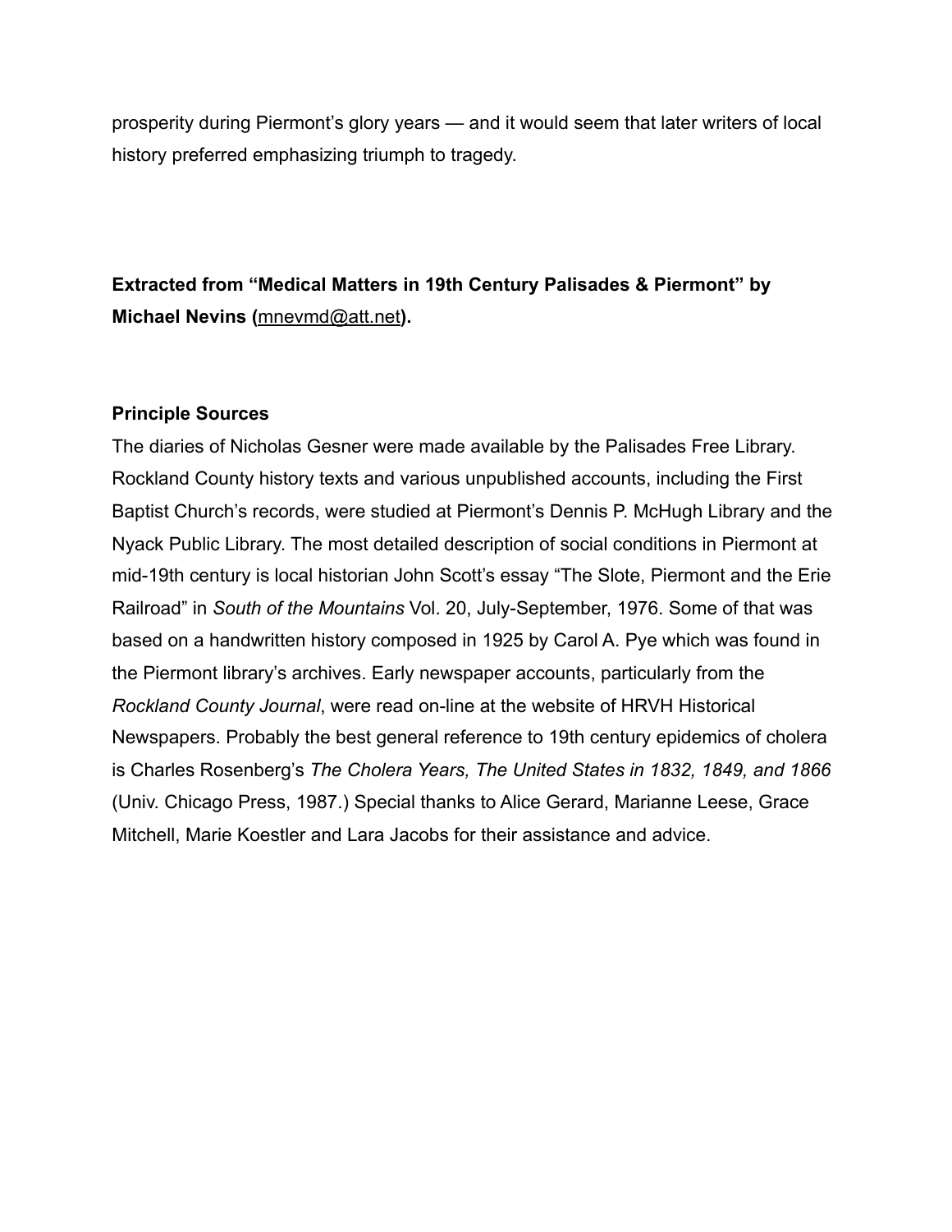prosperity during Piermont's glory years — and it would seem that later writers of local history preferred emphasizing triumph to tragedy.

**Extracted from "Medical Matters in 19th Century Palisades & Piermont" by Michael Nevins (mnevmd@att.net).**

**Principle Sources**

The diaries of Nicholas Gesner were made available by the Palisades Free Library. Rockland County history texts and various unpublished accounts, including the First Baptist Church's records, were studied at Piermont's Dennis P. McHugh Library and the Nyack Public Library. The most detailed description of social conditions in Piermont at mid-19th century is local historian John Scott's essay "The Slote, Piermont and the Erie Railroad" in *South of the Mountains* Vol. 20, July-September, 1976. Some of that was based on a handwritten history composed in 1925 by Carol A. Pye which was found in the Piermont library's archives. Early newspaper accounts, particularly from the *Rockland County Journal*, were read on-line at the website of HRVH Historical Newspapers. Probably the best general reference to 19th century epidemics of cholera is Charles Rosenberg's *The Cholera Years, The United States in 1832, 1849, and 1866* (Univ. Chicago Press, 1987.) Special thanks to Alice Gerard, Marianne Leese, Grace Mitchell, Marie Koestler and Lara Jacobs for their assistance and advice.